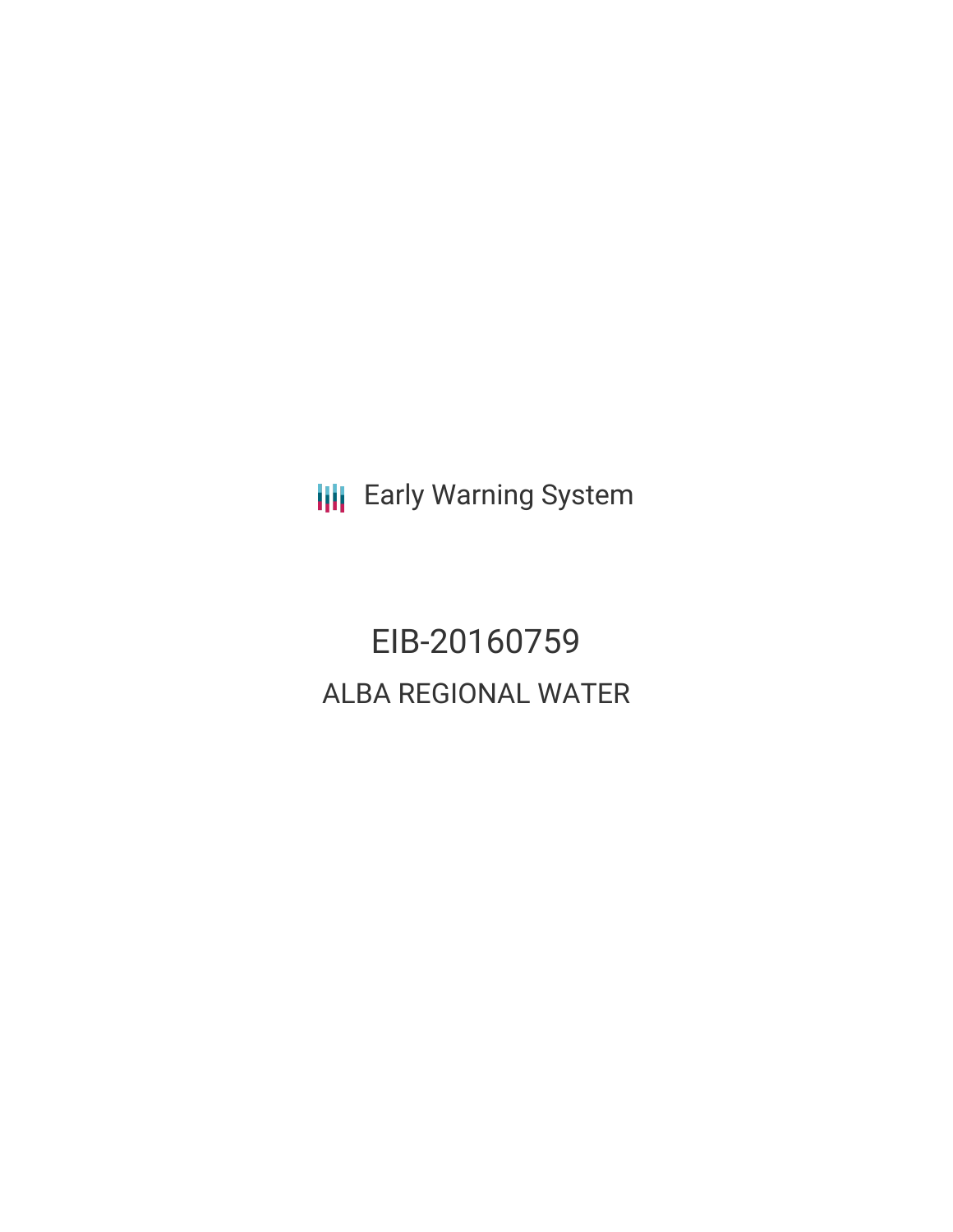Early Warning System

# EIB-20160759

## ALBA REGIONAL WATER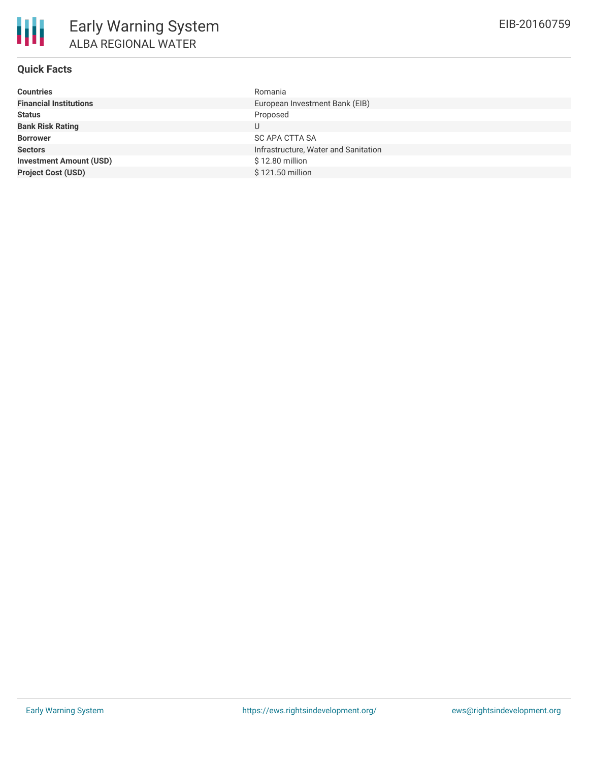# Early Warning System

## ALBA REGIONAL WATER

EIB-20160759

### Quick Facts

| | |
|---|---|
| **Countries** | Romania |
| **Financial Institutions** | European Investment Bank (EIB) |
| **Status** | Proposed |
| **Bank Risk Rating** | U |
| **Borrower** | SC APA CTTA SA |
| **Sectors** | Infrastructure, Water and Sanitation |
| **Investment Amount (USD)** | $ 12.80 million |
| **Project Cost (USD)** | $ 121.50 million |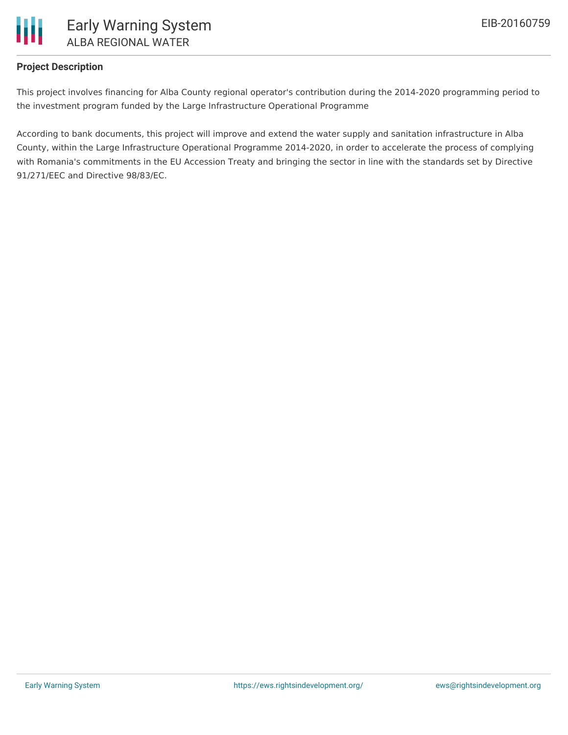## Project Description

This project involves financing for Alba County regional operator's contribution during the 2014-2020 programming period to the investment program funded by the Large Infrastructure Operational Programme

According to bank documents, this project will improve and extend the water supply and sanitation infrastructure in Alba County, within the Large Infrastructure Operational Programme 2014-2020, in order to accelerate the process of complying with Romania's commitments in the EU Accession Treaty and bringing the sector in line with the standards set by Directive 91/271/EEC and Directive 98/83/EC.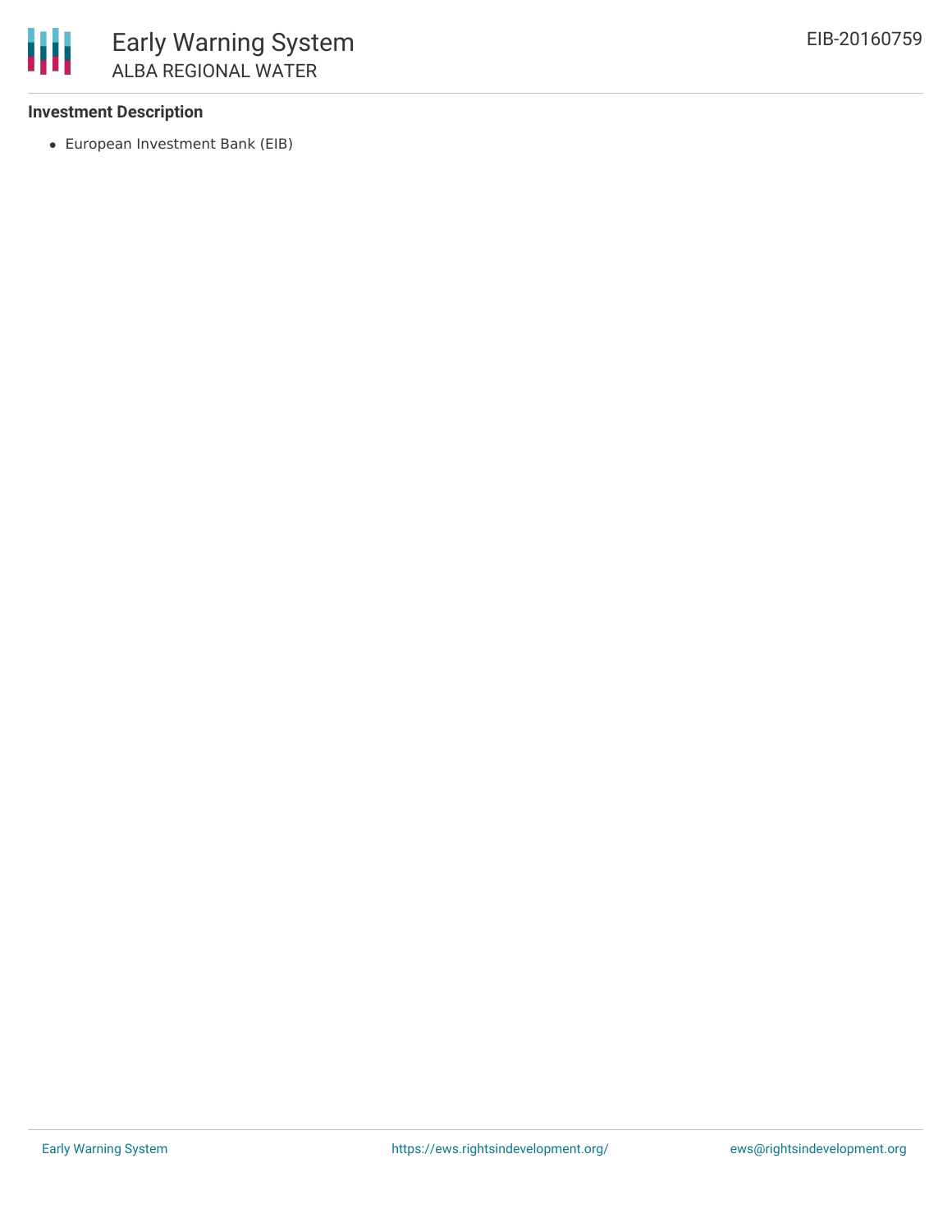### Investment Description

- European Investment Bank (EIB)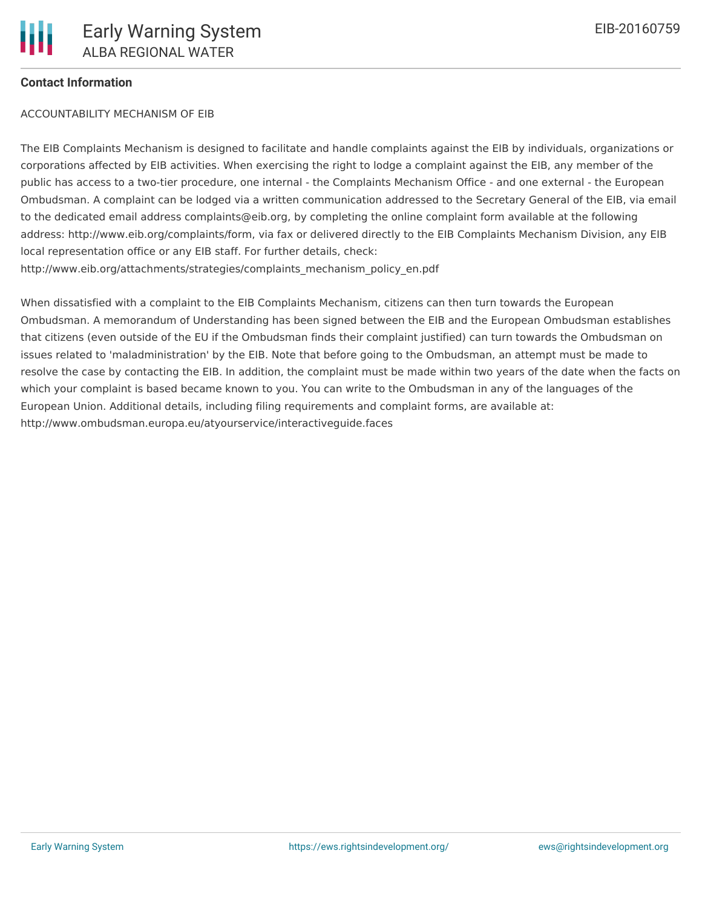**Contact Information**

ACCOUNTABILITY MECHANISM OF EIB

The EIB Complaints Mechanism is designed to facilitate and handle complaints against the EIB by individuals, organizations or corporations affected by EIB activities. When exercising the right to lodge a complaint against the EIB, any member of the public has access to a two-tier procedure, one internal - the Complaints Mechanism Office - and one external - the European Ombudsman. A complaint can be lodged via a written communication addressed to the Secretary General of the EIB, via email to the dedicated email address complaints@eib.org, by completing the online complaint form available at the following address: http://www.eib.org/complaints/form, via fax or delivered directly to the EIB Complaints Mechanism Division, any EIB local representation office or any EIB staff. For further details, check: http://www.eib.org/attachments/strategies/complaints_mechanism_policy_en.pdf

When dissatisfied with a complaint to the EIB Complaints Mechanism, citizens can then turn towards the European Ombudsman. A memorandum of Understanding has been signed between the EIB and the European Ombudsman establishes that citizens (even outside of the EU if the Ombudsman finds their complaint justified) can turn towards the Ombudsman on issues related to 'maladministration' by the EIB. Note that before going to the Ombudsman, an attempt must be made to resolve the case by contacting the EIB. In addition, the complaint must be made within two years of the date when the facts on which your complaint is based became known to you. You can write to the Ombudsman in any of the languages of the European Union. Additional details, including filing requirements and complaint forms, are available at: http://www.ombudsman.europa.eu/atyourservice/interactiveguide.faces